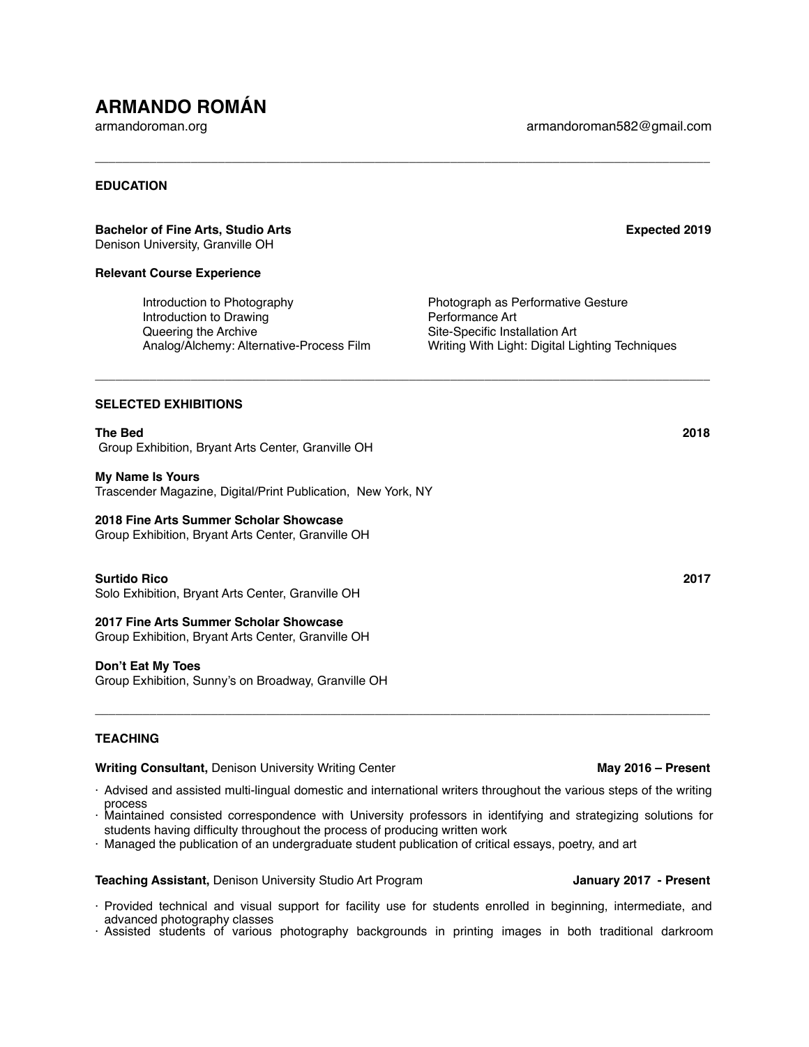# ARMANDO ROMÁN

armandoroman.org armandoroman582@gmail.com

---

## EDUCATION

**Bachelor of Fine Arts, Studio Arts** **Expected 2019**
Denison University, Granville OH

**Relevant Course Experience**

- Introduction to Photography
- Introduction to Drawing
- Queering the Archive
- Analog/Alchemy: Alternative-Process Film
- Photograph as Performative Gesture
- Performance Art
- Site-Specific Installation Art
- Writing With Light: Digital Lighting Techniques

---

## SELECTED EXHIBITIONS

**The Bed** **2018**
Group Exhibition, Bryant Arts Center, Granville OH

**My Name Is Yours**
Trascender Magazine, Digital/Print Publication, New York, NY

**2018 Fine Arts Summer Scholar Showcase**
Group Exhibition, Bryant Arts Center, Granville OH

**Surtido Rico** **2017**
Solo Exhibition, Bryant Arts Center, Granville OH

**2017 Fine Arts Summer Scholar Showcase**
Group Exhibition, Bryant Arts Center, Granville OH

**Don't Eat My Toes**
Group Exhibition, Sunny's on Broadway, Granville OH

---

## TEACHING

**Writing Consultant,** Denison University Writing Center **May 2016 – Present**

- Advised and assisted multi-lingual domestic and international writers throughout the various steps of the writing process
- Maintained consisted correspondence with University professors in identifying and strategizing solutions for students having difficulty throughout the process of producing written work
- Managed the publication of an undergraduate student publication of critical essays, poetry, and art

**Teaching Assistant,** Denison University Studio Art Program **January 2017 - Present**

- Provided technical and visual support for facility use for students enrolled in beginning, intermediate, and advanced photography classes
- Assisted students of various photography backgrounds in printing images in both traditional darkroom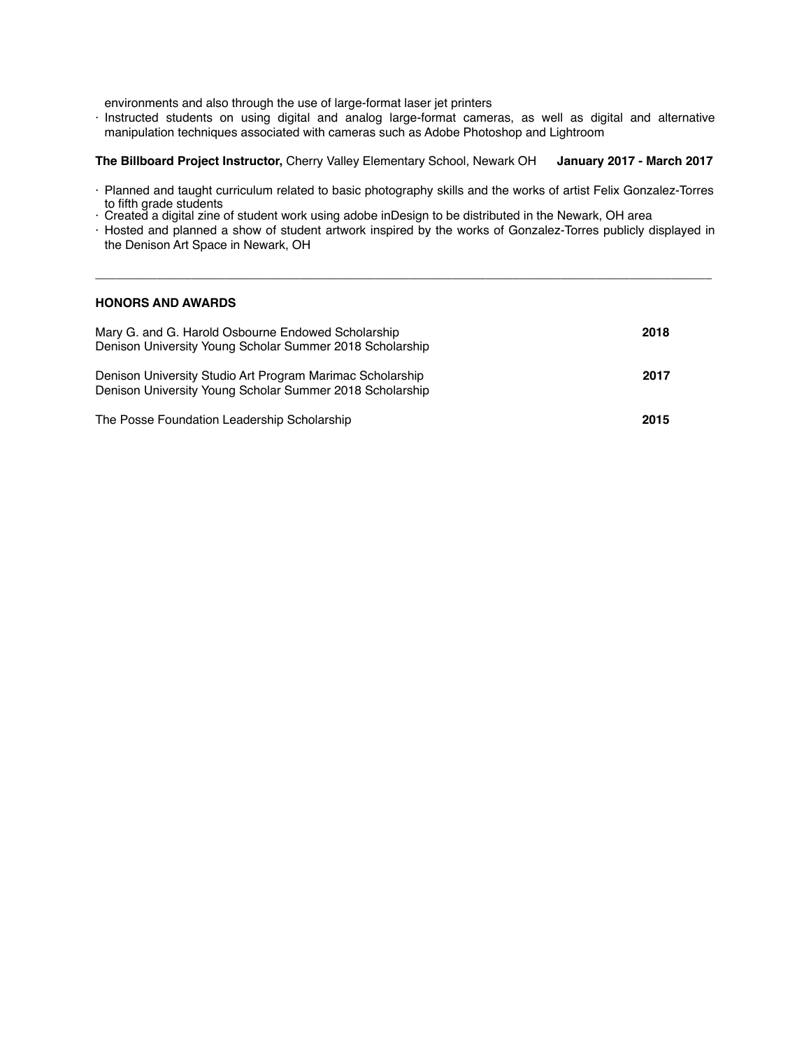environments and also through the use of large-format laser jet printers
- Instructed students on using digital and analog large-format cameras, as well as digital and alternative manipulation techniques associated with cameras such as Adobe Photoshop and Lightroom

**The Billboard Project Instructor,** Cherry Valley Elementary School, Newark OH **January 2017 - March 2017**

- Planned and taught curriculum related to basic photography skills and the works of artist Felix Gonzalez-Torres to fifth grade students
- Created a digital zine of student work using adobe inDesign to be distributed in the Newark, OH area
- Hosted and planned a show of student artwork inspired by the works of Gonzalez-Torres publicly displayed in the Denison Art Space in Newark, OH

---

**HONORS AND AWARDS**

Mary G. and G. Harold Osbourne Endowed Scholarship **2018**
Denison University Young Scholar Summer 2018 Scholarship

Denison University Studio Art Program Marimac Scholarship **2017**
Denison University Young Scholar Summer 2018 Scholarship

The Posse Foundation Leadership Scholarship **2015**